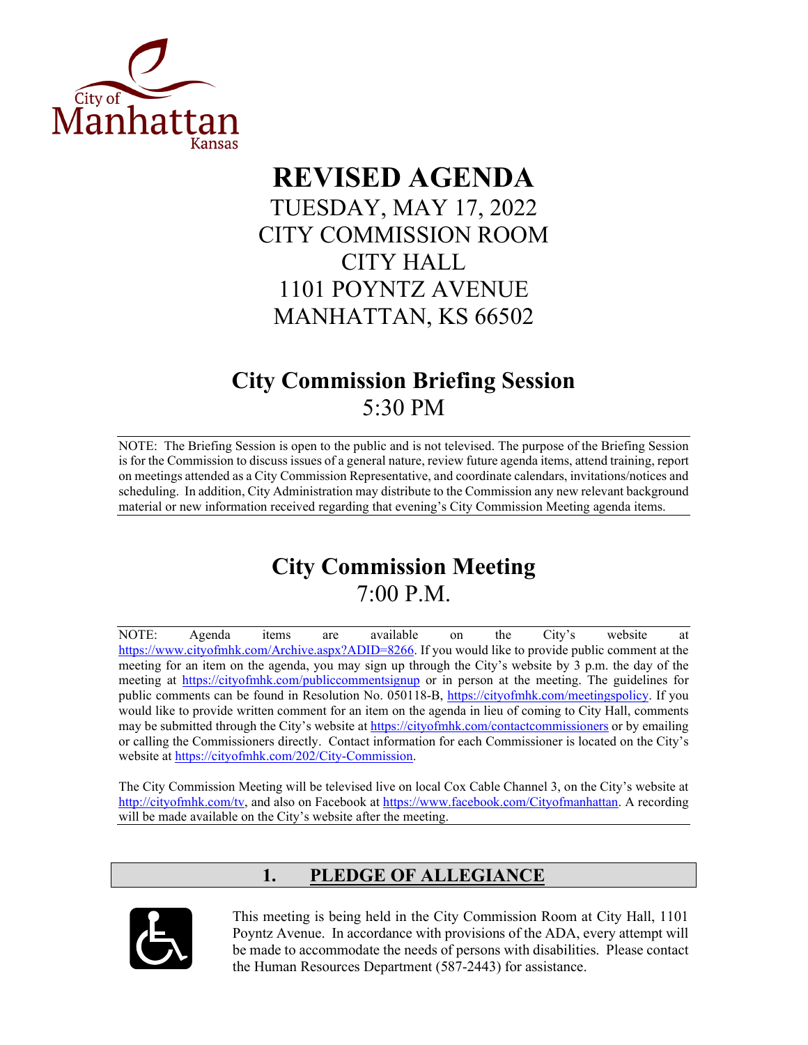City of Manhattan Kansas

# REVISED AGENDA

TUESDAY, MAY 17, 2022
CITY COMMISSION ROOM
CITY HALL
1101 POYNTZ AVENUE
MANHATTAN, KS 66502

## City Commission Briefing Session

5:30 PM

NOTE: The Briefing Session is open to the public and is not televised. The purpose of the Briefing Session is for the Commission to discuss issues of a general nature, review future agenda items, attend training, report on meetings attended as a City Commission Representative, and coordinate calendars, invitations/notices and scheduling. In addition, City Administration may distribute to the Commission any new relevant background material or new information received regarding that evening's City Commission Meeting agenda items.

## City Commission Meeting

7:00 P.M.

NOTE: Agenda items are available on the City's website at https://www.cityofmhk.com/Archive.aspx?ADID=8266. If you would like to provide public comment at the meeting for an item on the agenda, you may sign up through the City's website by 3 p.m. the day of the meeting at https://cityofmhk.com/publiccommentsignup or in person at the meeting. The guidelines for public comments can be found in Resolution No. 050118-B, https://cityofmhk.com/meetingspolicy. If you would like to provide written comment for an item on the agenda in lieu of coming to City Hall, comments may be submitted through the City's website at https://cityofmhk.com/contactcommissioners or by emailing or calling the Commissioners directly. Contact information for each Commissioner is located on the City's website at https://cityofmhk.com/202/City-Commission.

The City Commission Meeting will be televised live on local Cox Cable Channel 3, on the City's website at http://cityofmhk.com/tv, and also on Facebook at https://www.facebook.com/Cityofmanhattan. A recording will be made available on the City's website after the meeting.

## 1. PLEDGE OF ALLEGIANCE

This meeting is being held in the City Commission Room at City Hall, 1101 Poyntz Avenue. In accordance with provisions of the ADA, every attempt will be made to accommodate the needs of persons with disabilities. Please contact the Human Resources Department (587-2443) for assistance.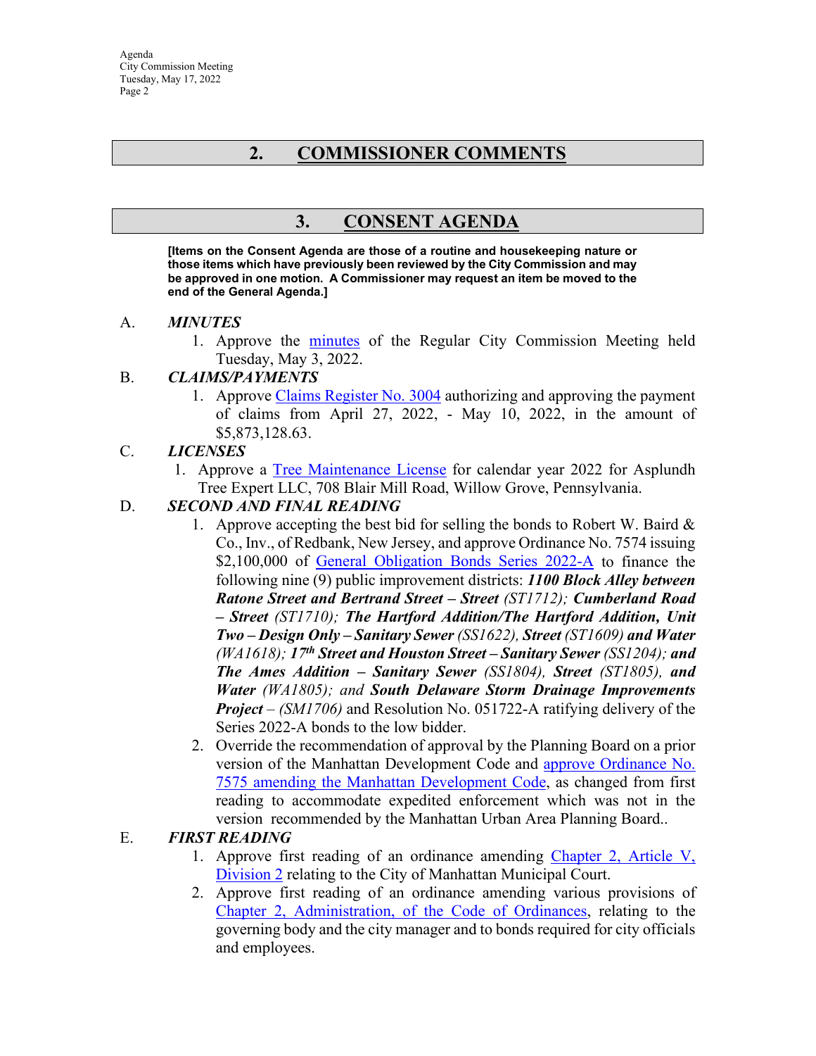## 2. COMMISSIONER COMMENTS

## 3. CONSENT AGENDA

**[Items on the Consent Agenda are those of a routine and housekeeping nature or those items which have previously been reviewed by the City Commission and may be approved in one motion. A Commissioner may request an item be moved to the end of the General Agenda.]**

A. ***MINUTES***

1. Approve the minutes of the Regular City Commission Meeting held Tuesday, May 3, 2022.

B. ***CLAIMS/PAYMENTS***

1. Approve Claims Register No. 3004 authorizing and approving the payment of claims from April 27, 2022, - May 10, 2022, in the amount of $5,873,128.63.

C. ***LICENSES***

1. Approve a Tree Maintenance License for calendar year 2022 for Asplundh Tree Expert LLC, 708 Blair Mill Road, Willow Grove, Pennsylvania.

D. ***SECOND AND FINAL READING***

1. Approve accepting the best bid for selling the bonds to Robert W. Baird & Co., Inv., of Redbank, New Jersey, and approve Ordinance No. 7574 issuing $2,100,000 of General Obligation Bonds Series 2022-A to finance the following nine (9) public improvement districts: ***1100 Block Alley between Ratone Street and Bertrand Street – Street*** *(ST1712);* ***Cumberland Road – Street*** *(ST1710);* ***The Hartford Addition/The Hartford Addition, Unit Two – Design Only – Sanitary Sewer*** *(SS1622),* ***Street*** *(ST1609)* ***and Water*** *(WA1618);* ***17th Street and Houston Street – Sanitary Sewer*** *(SS1204);* ***and The Ames Addition – Sanitary Sewer*** *(SS1804),* ***Street*** *(ST1805),* ***and Water*** *(WA1805); and* ***South Delaware Storm Drainage Improvements Project*** *– (SM1706)* and Resolution No. 051722-A ratifying delivery of the Series 2022-A bonds to the low bidder.
2. Override the recommendation of approval by the Planning Board on a prior version of the Manhattan Development Code and approve Ordinance No. 7575 amending the Manhattan Development Code, as changed from first reading to accommodate expedited enforcement which was not in the version recommended by the Manhattan Urban Area Planning Board..

E. ***FIRST READING***

1. Approve first reading of an ordinance amending Chapter 2, Article V, Division 2 relating to the City of Manhattan Municipal Court.
2. Approve first reading of an ordinance amending various provisions of Chapter 2, Administration, of the Code of Ordinances, relating to the governing body and the city manager and to bonds required for city officials and employees.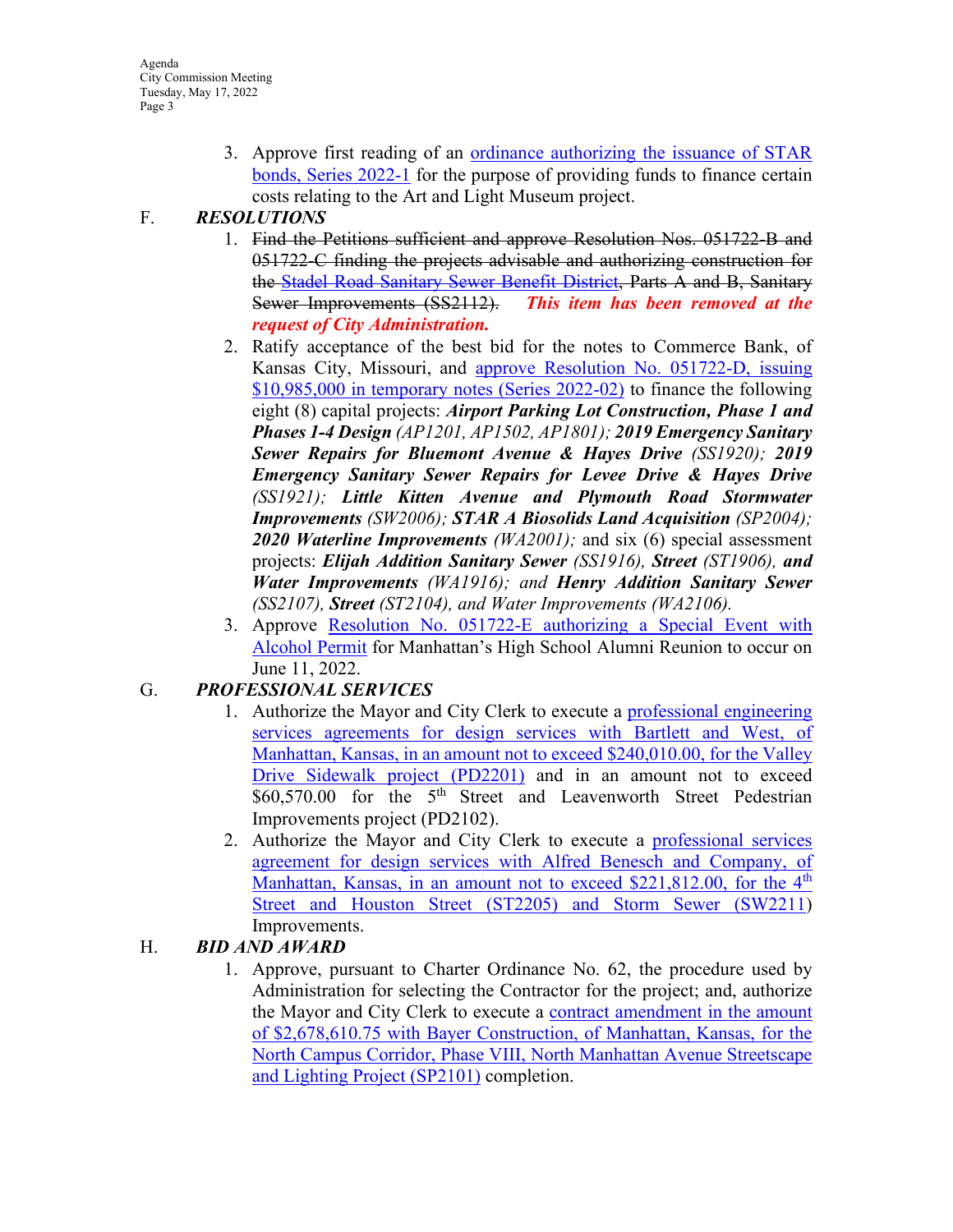3. Approve first reading of an ordinance authorizing the issuance of STAR bonds, Series 2022-1 for the purpose of providing funds to finance certain costs relating to the Art and Light Museum project.

F. ***RESOLUTIONS***

1. ~~Find the Petitions sufficient and approve Resolution Nos. 051722-B and 051722-C finding the projects advisable and authorizing construction for the Stadel Road Sanitary Sewer Benefit District, Parts A and B, Sanitary Sewer Improvements (SS2112).~~ ***This item has been removed at the request of City Administration.***
2. Ratify acceptance of the best bid for the notes to Commerce Bank, of Kansas City, Missouri, and approve Resolution No. 051722-D, issuing $10,985,000 in temporary notes (Series 2022-02) to finance the following eight (8) capital projects: ***Airport Parking Lot Construction, Phase 1 and Phases 1-4 Design*** *(AP1201, AP1502, AP1801);* ***2019 Emergency Sanitary Sewer Repairs for Bluemont Avenue & Hayes Drive*** *(SS1920);* ***2019 Emergency Sanitary Sewer Repairs for Levee Drive & Hayes Drive*** *(SS1921);* ***Little Kitten Avenue and Plymouth Road Stormwater Improvements*** *(SW2006);* ***STAR A Biosolids Land Acquisition*** *(SP2004);* ***2020 Waterline Improvements*** *(WA2001);* and six (6) special assessment projects: ***Elijah Addition Sanitary Sewer*** *(SS1916),* ***Street*** *(ST1906),* ***and Water Improvements*** *(WA1916); and* ***Henry Addition Sanitary Sewer*** *(SS2107),* ***Street*** *(ST2104), and Water Improvements (WA2106).*
3. Approve Resolution No. 051722-E authorizing a Special Event with Alcohol Permit for Manhattan's High School Alumni Reunion to occur on June 11, 2022.

G. ***PROFESSIONAL SERVICES***

1. Authorize the Mayor and City Clerk to execute a professional engineering services agreements for design services with Bartlett and West, of Manhattan, Kansas, in an amount not to exceed $240,010.00, for the Valley Drive Sidewalk project (PD2201) and in an amount not to exceed $60,570.00 for the 5th Street and Leavenworth Street Pedestrian Improvements project (PD2102).
2. Authorize the Mayor and City Clerk to execute a professional services agreement for design services with Alfred Benesch and Company, of Manhattan, Kansas, in an amount not to exceed $221,812.00, for the 4th Street and Houston Street (ST2205) and Storm Sewer (SW2211) Improvements.

H. ***BID AND AWARD***

1. Approve, pursuant to Charter Ordinance No. 62, the procedure used by Administration for selecting the Contractor for the project; and, authorize the Mayor and City Clerk to execute a contract amendment in the amount of $2,678,610.75 with Bayer Construction, of Manhattan, Kansas, for the North Campus Corridor, Phase VIII, North Manhattan Avenue Streetscape and Lighting Project (SP2101) completion.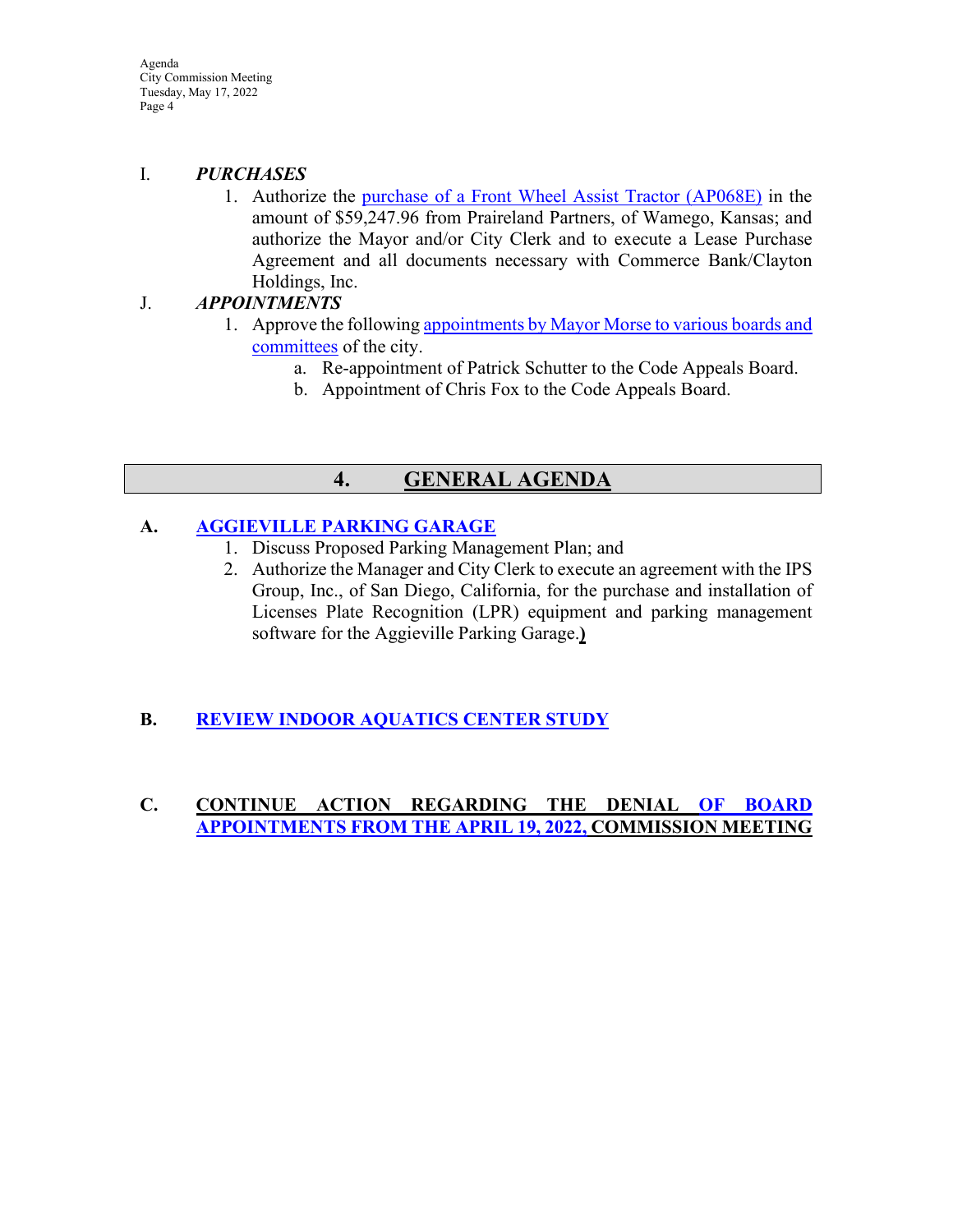I. ***PURCHASES***

1. Authorize the purchase of a Front Wheel Assist Tractor (AP068E) in the amount of $59,247.96 from Praireland Partners, of Wamego, Kansas; and authorize the Mayor and/or City Clerk and to execute a Lease Purchase Agreement and all documents necessary with Commerce Bank/Clayton Holdings, Inc.

J. ***APPOINTMENTS***

1. Approve the following appointments by Mayor Morse to various boards and committees of the city.
   a. Re-appointment of Patrick Schutter to the Code Appeals Board.
   b. Appointment of Chris Fox to the Code Appeals Board.

## 4. GENERAL AGENDA

**A. AGGIEVILLE PARKING GARAGE**

1. Discuss Proposed Parking Management Plan; and
2. Authorize the Manager and City Clerk to execute an agreement with the IPS Group, Inc., of San Diego, California, for the purchase and installation of Licenses Plate Recognition (LPR) equipment and parking management software for the Aggieville Parking Garage.**)**

**B. REVIEW INDOOR AQUATICS CENTER STUDY**

**C. CONTINUE ACTION REGARDING THE DENIAL OF BOARD APPOINTMENTS FROM THE APRIL 19, 2022, COMMISSION MEETING**